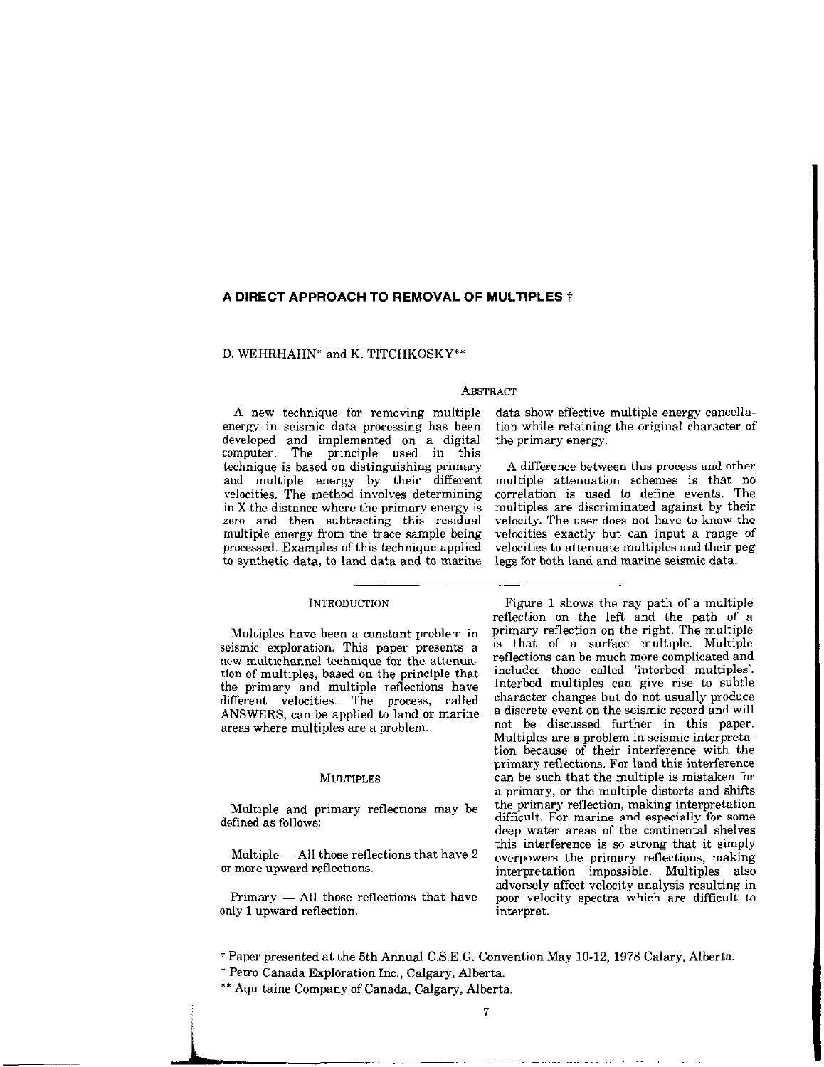# A DIRECT APPROACH TO REMOVAL OF MULTIPLES †

D. WEHRHAHN* and K. TITCHKOSKY**

## Abstract

A new technique for removing multiple energy in seismic data processing has been developed and implemented on a digital computer. The principle used in this technique is based on distinguishing primary and multiple energy by their different velocities. The method involves determining in X the distance where the primary energy is zero and then subtracting this residual multiple energy from the trace sample being processed. Examples of this technique applied to synthetic data, to land data and to marine data show effective multiple energy cancellation while retaining the original character of the primary energy.

A difference between this process and other multiple attenuation schemes is that no correlation is used to define events. The multiples are discriminated against by their velocity. The user does not have to know the velocities exactly but can input a range of velocities to attenuate multiples and their peg legs for both land and marine seismic data.

## Introduction

Multiples have been a constant problem in seismic exploration. This paper presents a new multichannel technique for the attenuation of multiples, based on the principle that the primary and multiple reflections have different velocities. The process, called ANSWERS, can be applied to land or marine areas where multiples are a problem.

## Multiples

Multiple and primary reflections may be defined as follows:

Multiple — All those reflections that have 2 or more upward reflections.

Primary — All those reflections that have only 1 upward reflection.

Figure 1 shows the ray path of a multiple reflection on the left and the path of a primary reflection on the right. The multiple is that of a surface multiple. Multiple reflections can be much more complicated and includes those called 'interbed multiples'. Interbed multiples can give rise to subtle character changes but do not usually produce a discrete event on the seismic record and will not be discussed further in this paper. Multiples are a problem in seismic interpretation because of their interference with the primary reflections. For land this interference can be such that the multiple is mistaken for a primary, or the multiple distorts and shifts the primary reflection, making interpretation difficult. For marine and especially for some deep water areas of the continental shelves this interference is so strong that it simply overpowers the primary reflections, making interpretation impossible. Multiples also adversely affect velocity analysis resulting in poor velocity spectra which are difficult to interpret.

---

† Paper presented at the 5th Annual C.S.E.G. Convention May 10-12, 1978 Calary, Alberta.

\* Petro Canada Exploration Inc., Calgary, Alberta.

\*\* Aquitaine Company of Canada, Calgary, Alberta.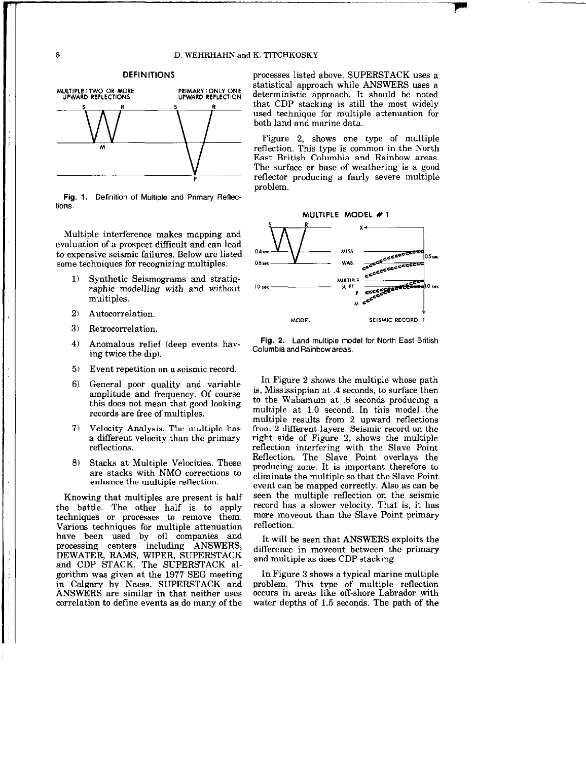**Fig. 1.** Definition of Multiple and Primary Reflections.

Multiple interference makes mapping and evaluation of a prospect difficult and can lead to expensive seismic failures. Below are listed some techniques for recognizing multiples.

1) Synthetic Seismograms and stratigraphic modelling with and without multiples.
2) Autocorrelation.
3) Retrocorrelation.
4) Anomalous relief (deep events having twice the dip).
5) Event repetition on a seismic record.
6) General poor quality and variable amplitude and frequency. Of course this does not mean that good looking records are free of multiples.
7) Velocity Analysis. The multiple has a different velocity than the primary reflections.
8) Stacks at Multiple Velocities. These are stacks with NMO corrections to enhance the multiple reflection.

Knowing that multiples are present is half the battle. The other half is to apply techniques or processes to remove them. Various techniques for multiple attenuation have been used by oil companies and processing centers including ANSWERS, DEWATER, RAMS, WIPER, SUPERSTACK and CDP STACK. The SUPERSTACK algorithm was given at the 1977 SEG meeting in Calgary by Naess. SUPERSTACK and ANSWERS are similar in that neither uses correlation to define events as do many of the processes listed above. SUPERSTACK uses a statistical approach while ANSWERS uses a deterministic approach. It should be noted that CDP stacking is still the most widely used technique for multiple attenuation for both land and marine data.

Figure 2, shows one type of multiple reflection. This type is common in the North East British Columbia and Rainbow areas. The surface or base of weathering is a good reflector producing a fairly severe multiple problem.

**Fig. 2.** Land multiple model for North East British Columbia and Rainbow areas.

In Figure 2 shows the multiple whose path is, Mississippian at .4 seconds, to surface then to the Wabamum at .6 seconds producing a multiple at 1.0 second. In this model the multiple results from 2 upward reflections from 2 different layers. Seismic record on the right side of Figure 2, shows the multiple reflection interfering with the Slave Point Reflection. The Slave Point overlays the producing zone. It is important therefore to eliminate the multiple so that the Slave Point event can be mapped correctly. Also as can be seen the multiple reflection on the seismic record has a slower velocity. That is, it has more moveout than the Slave Point primary reflection.

It will be seen that ANSWERS exploits the difference in moveout between the primary and multiple as does CDP stacking.

In Figure 3 shows a typical marine multiple problem. This type of multiple reflection occurs in areas like off-shore Labrador with water depths of 1.5 seconds. The path of the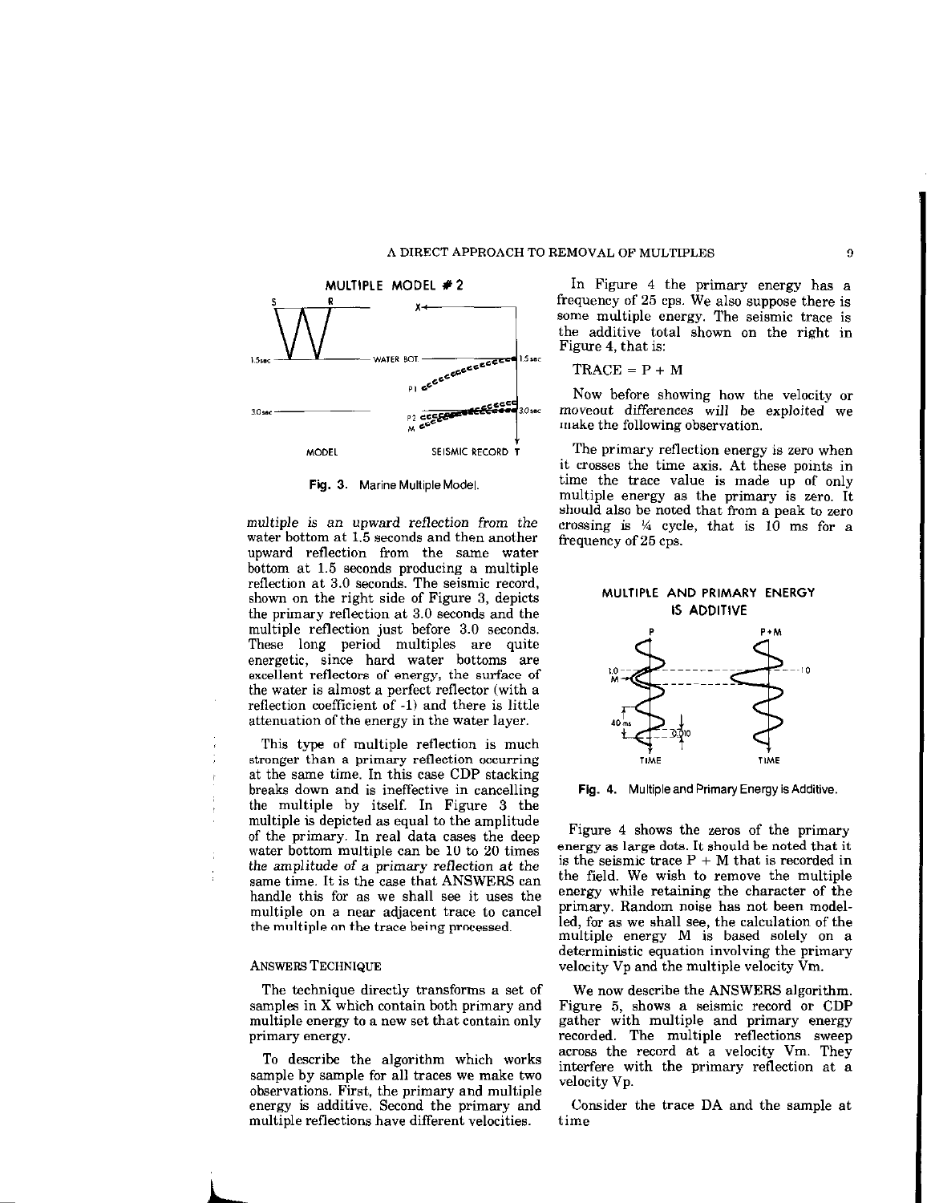**Fig. 3.** Marine Multiple Model.

*multiple is an upward reflection from the* water bottom at 1.5 seconds and then another upward reflection from the same water bottom at 1.5 seconds producing a multiple reflection at 3.0 seconds. The seismic record, shown on the right side of Figure 3, depicts the primary reflection at 3.0 seconds and the multiple reflection just before 3.0 seconds. These long period multiples are quite energetic, since hard water bottoms are excellent reflectors of energy, the surface of the water is almost a perfect reflector (with a reflection coefficient of -1) and there is little attenuation of the energy in the water layer.

This type of multiple reflection is much stronger than a primary reflection occurring at the same time. In this case CDP stacking breaks down and is ineffective in cancelling the multiple by itself. In Figure 3 the multiple is depicted as equal to the amplitude of the primary. In real data cases the deep water bottom multiple can be 10 to 20 times *the amplitude of a primary reflection at the* same time. It is the case that ANSWERS can handle this for as we shall see it uses the multiple on a near adjacent trace to cancel the multiple on the trace being processed.

## ANSWERS Technique

The technique directly transforms a set of samples in X which contain both primary and multiple energy to a new set that contain only primary energy.

To describe the algorithm which works sample by sample for all traces we make two observations. First, the primary and multiple energy is additive. Second the primary and multiple reflections have different velocities.

In Figure 4 the primary energy has a frequency of 25 cps. We also suppose there is some multiple energy. The seismic trace is the additive total shown on the right in Figure 4, that is:

TRACE = P + M

Now before showing how the velocity or moveout differences will be exploited we make the following observation.

The primary reflection energy is zero when it crosses the time axis. At these points in time the trace value is made up of only multiple energy as the primary is zero. It should also be noted that from a peak to zero crossing is ¼ cycle, that is 10 ms for a frequency of 25 cps.

**Fig. 4.** Multiple and Primary Energy is Additive.

Figure 4 shows the zeros of the primary energy as large dots. It should be noted that it is the seismic trace P + M that is recorded in the field. We wish to remove the multiple energy while retaining the character of the primary. Random noise has not been modelled, for as we shall see, the calculation of the multiple energy M is based solely on a deterministic equation involving the primary velocity Vp and the multiple velocity Vm.

We now describe the ANSWERS algorithm. Figure 5, shows a seismic record or CDP gather with multiple and primary energy recorded. The multiple reflections sweep across the record at a velocity Vm. They interfere with the primary reflection at a velocity Vp.

Consider the trace DA and the sample at time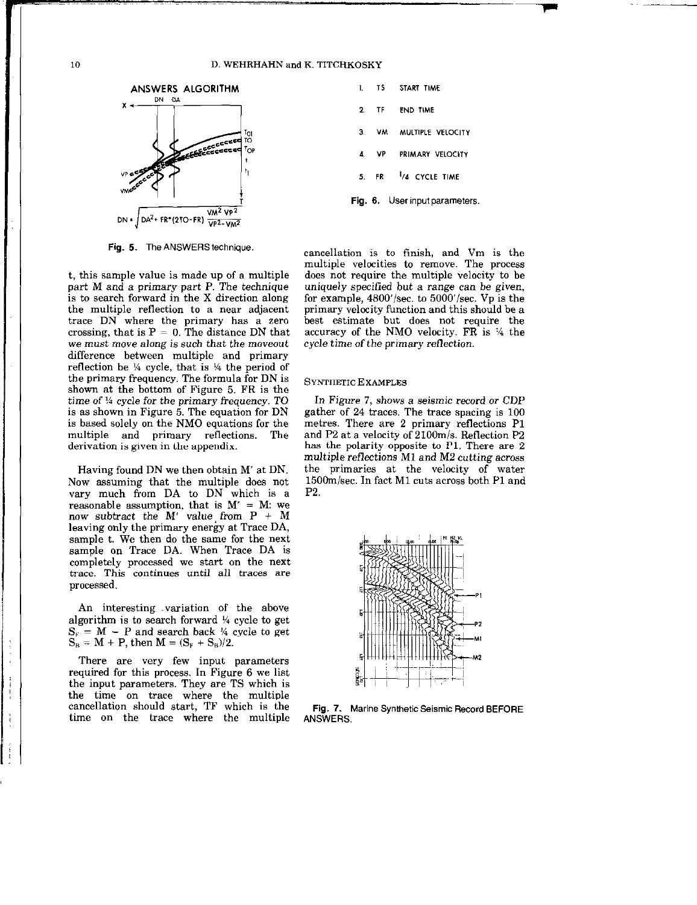ANSWERS ALGORITHM

$$DN = \sqrt{DA^2 + FR*(2TO-FR)\frac{VM^2\,VP^2}{VP^2-VM^2}}$$

Fig. 5. The ANSWERS technique.

t, this sample value is made up of a multiple part M and a primary part P. The technique is to search forward in the X direction along the multiple reflection to a near adjacent trace DN where the primary has a zero crossing, that is $P = 0$. The distance DN that *we must move along is such that the moveout* difference between multiple and primary reflection be ¼ cycle, that is ¼ the period of the primary frequency. The formula for DN is shown at the bottom of Figure 5. FR is the *time of ¼ cycle for the primary frequency.* TO is as shown in Figure 5. The equation for DN is based solely on the NMO equations for the multiple and primary reflections. The derivation is given in the appendix.

Having found DN we then obtain M′ at DN. Now assuming that the multiple does not vary much from DA to DN which is a reasonable assumption, that is $M' = M$: we now *subtract the M′ value from P + M* leaving only the primary energy at Trace DA, sample t. We then do the same for the next sample on Trace DA. When Trace DA is completely processed we start on the next trace. This continues until all traces are processed.

An interesting variation of the above algorithm is to search forward ¼ cycle to get $S_F = M - P$ and search back ¼ cycle to get $S_B = M + P$, then $M = (S_F + S_B)/2$.

There are very few input parameters required for this process. In Figure 6 we list the input parameters. They are TS which is the time on trace where the multiple cancellation should start, TF which is the time on the trace where the multiple

1. TS START TIME
2. TF END TIME
3. VM MULTIPLE VELOCITY
4. VP PRIMARY VELOCITY
5. FR ¼ CYCLE TIME

Fig. 6. User input parameters.

cancellation is to finish, and Vm is the multiple velocities to remove. The process *does not require the multiple velocity to be uniquely specified but a range can be given,* for example, 4800′/sec. to 5000′/sec. Vp is the primary velocity function and this should be a best estimate but does not require the accuracy of the NMO velocity. FR is ¼ the *cycle time of the primary reflection.*

## Synthetic Examples

*In Figure 7, shows a seismic record or* CDP gather of 24 traces. The trace spacing is 100 metres. There are 2 primary reflections P1 and P2 at a velocity of 2100m/s. Reflection P2 has the polarity opposite to P1. There are 2 *multiple reflections M1 and M2 cutting across* the primaries at the velocity of water 1500m/sec. In fact M1 cuts across both P1 and P2.

Fig. 7. Marine Synthetic Seismic Record BEFORE ANSWERS.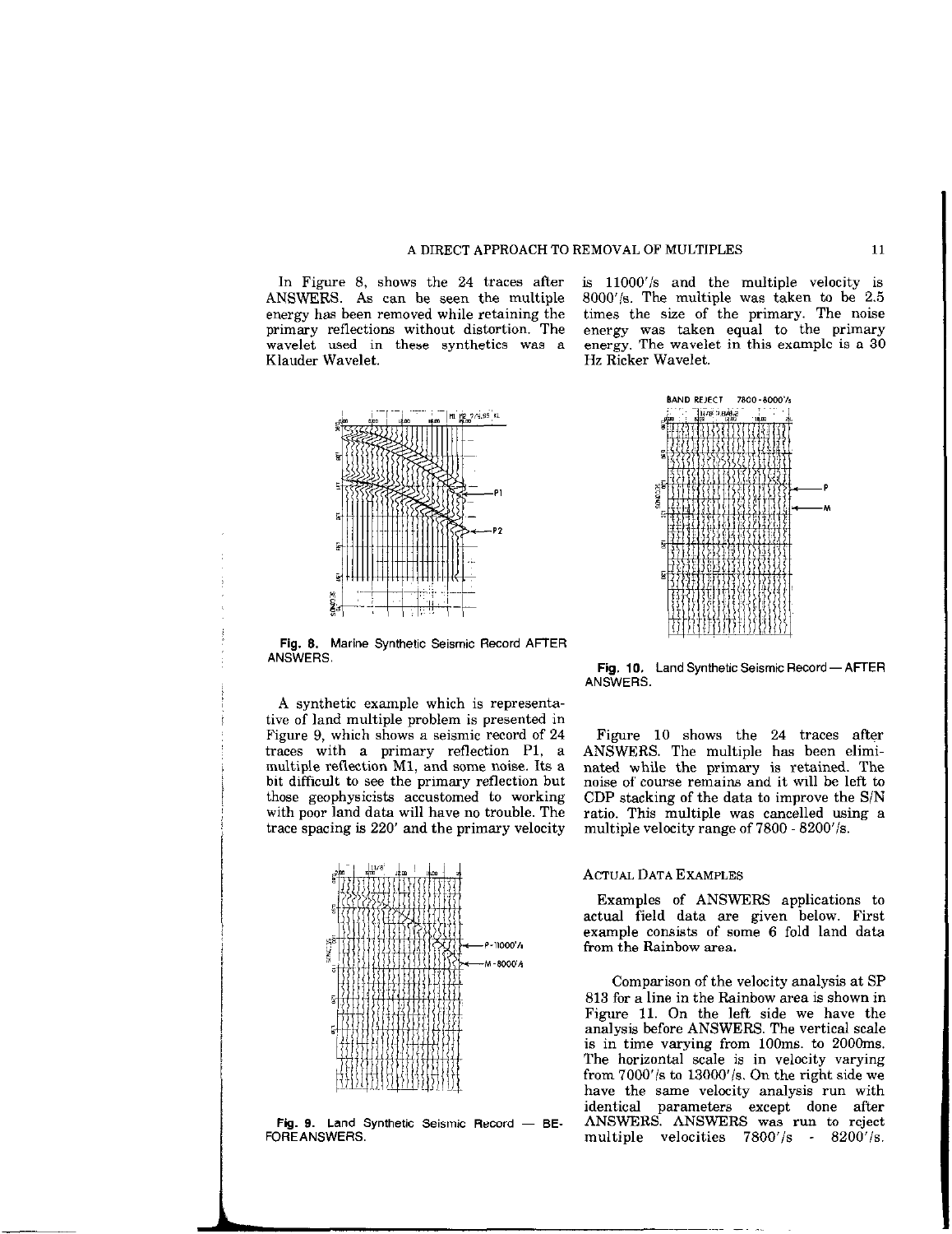In Figure 8, shows the 24 traces after ANSWERS. As can be seen the multiple energy has been removed while retaining the primary reflections without distortion. The wavelet used in these synthetics was a Klauder Wavelet.

Fig. 8. Marine Synthetic Seismic Record AFTER ANSWERS.

A synthetic example which is representative of land multiple problem is presented in Figure 9, which shows a seismic record of 24 traces with a primary reflection P1, a multiple reflection M1, and some noise. Its a bit difficult to see the primary reflection but those geophysicists accustomed to working with poor land data will have no trouble. The trace spacing is 220′ and the primary velocity is 11000′/s and the multiple velocity is 8000′/s. The multiple was taken to be 2.5 times the size of the primary. The noise energy was taken equal to the primary energy. The wavelet in this example is a 30 Hz Ricker Wavelet.

Fig. 9. Land Synthetic Seismic Record — BEFORE ANSWERS.

Fig. 10. Land Synthetic Seismic Record — AFTER ANSWERS.

Figure 10 shows the 24 traces after ANSWERS. The multiple has been eliminated while the primary is retained. The noise of course remains and it will be left to CDP stacking of the data to improve the S/N ratio. This multiple was cancelled using a multiple velocity range of 7800 - 8200′/s.

## Actual Data Examples

Examples of ANSWERS applications to actual field data are given below. First example consists of some 6 fold land data from the Rainbow area.

Comparison of the velocity analysis at SP 813 for a line in the Rainbow area is shown in Figure 11. On the left side we have the analysis before ANSWERS. The vertical scale is in time varying from 100ms. to 2000ms. The horizontal scale is in velocity varying from 7000′/s to 13000′/s. On the right side we have the same velocity analysis run with identical parameters except done after ANSWERS. ANSWERS was run to reject multiple velocities 7800′/s - 8200′/s.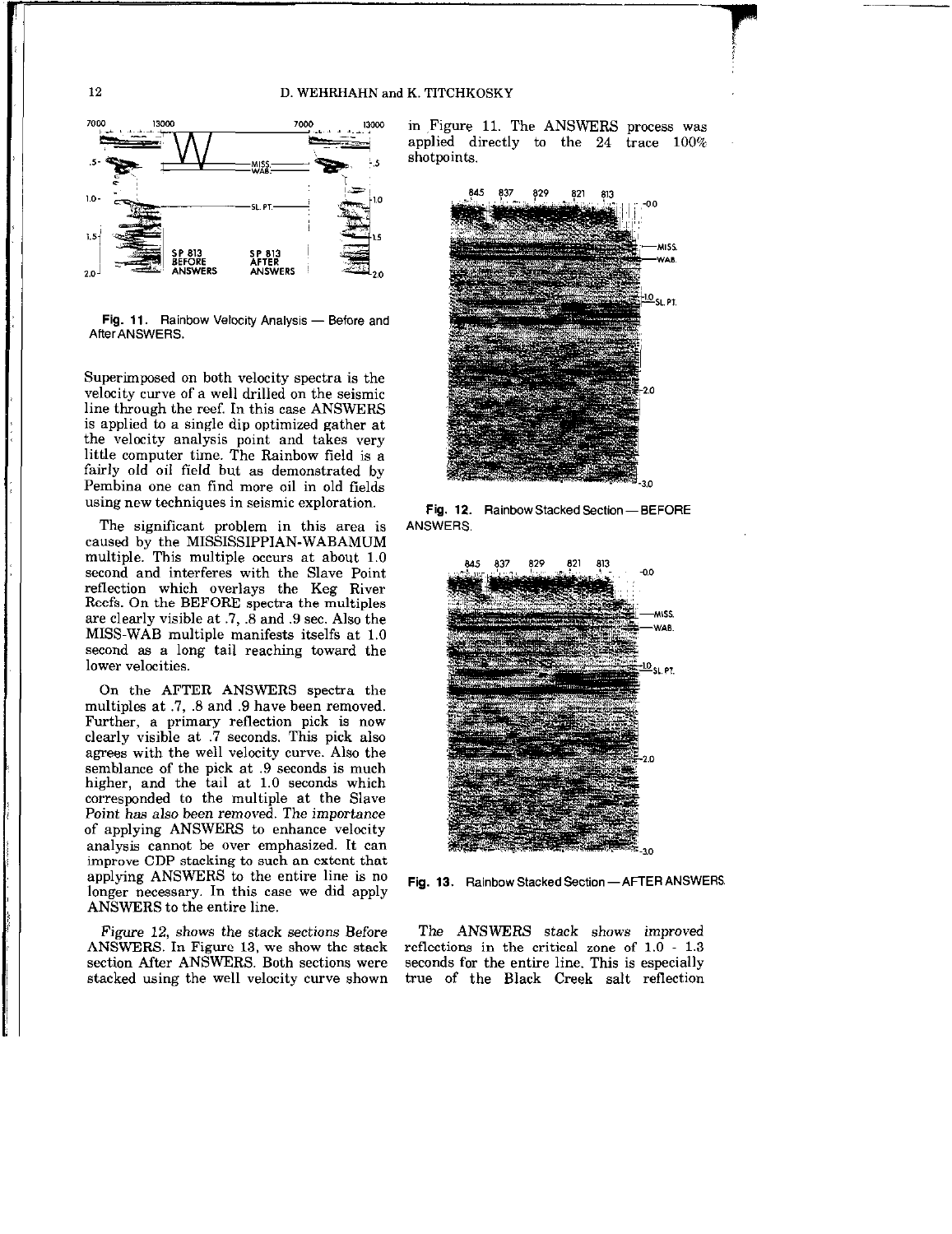Fig. 11. Rainbow Velocity Analysis — Before and After ANSWERS.

Superimposed on both velocity spectra is the velocity curve of a well drilled on the seismic line through the reef. In this case ANSWERS is applied to a single dip optimized gather at the velocity analysis point and takes very little computer time. The Rainbow field is a fairly old oil field but as demonstrated by Pembina one can find more oil in old fields using new techniques in seismic exploration.

The significant problem in this area is caused by the MISSISSIPPIAN-WABAMUM multiple. This multiple occurs at about 1.0 second and interferes with the Slave Point reflection which overlays the Keg River Reefs. On the BEFORE spectra the multiples are clearly visible at .7, .8 and .9 sec. Also the MISS-WAB multiple manifests itselfs at 1.0 second as a long tail reaching toward the lower velocities.

On the AFTER ANSWERS spectra the multiples at .7, .8 and .9 have been removed. Further, a primary reflection pick is now clearly visible at .7 seconds. This pick also agrees with the well velocity curve. Also the semblance of the pick at .9 seconds is much higher, and the tail at 1.0 seconds which corresponded to the multiple at the Slave Point has also been removed. The importance of applying ANSWERS to enhance velocity analysis cannot be over emphasized. It can improve CDP stacking to such an extent that applying ANSWERS to the entire line is no longer necessary. In this case we did apply ANSWERS to the entire line.

Figure 12, shows the stack sections Before ANSWERS. In Figure 13, we show the stack section After ANSWERS. Both sections were stacked using the well velocity curve shown in Figure 11. The ANSWERS process was applied directly to the 24 trace 100% shotpoints.

Fig. 12. Rainbow Stacked Section — BEFORE ANSWERS.

Fig. 13. Rainbow Stacked Section — AFTER ANSWERS.

The ANSWERS stack shows improved reflections in the critical zone of 1.0 - 1.3 seconds for the entire line. This is especially true of the Black Creek salt reflection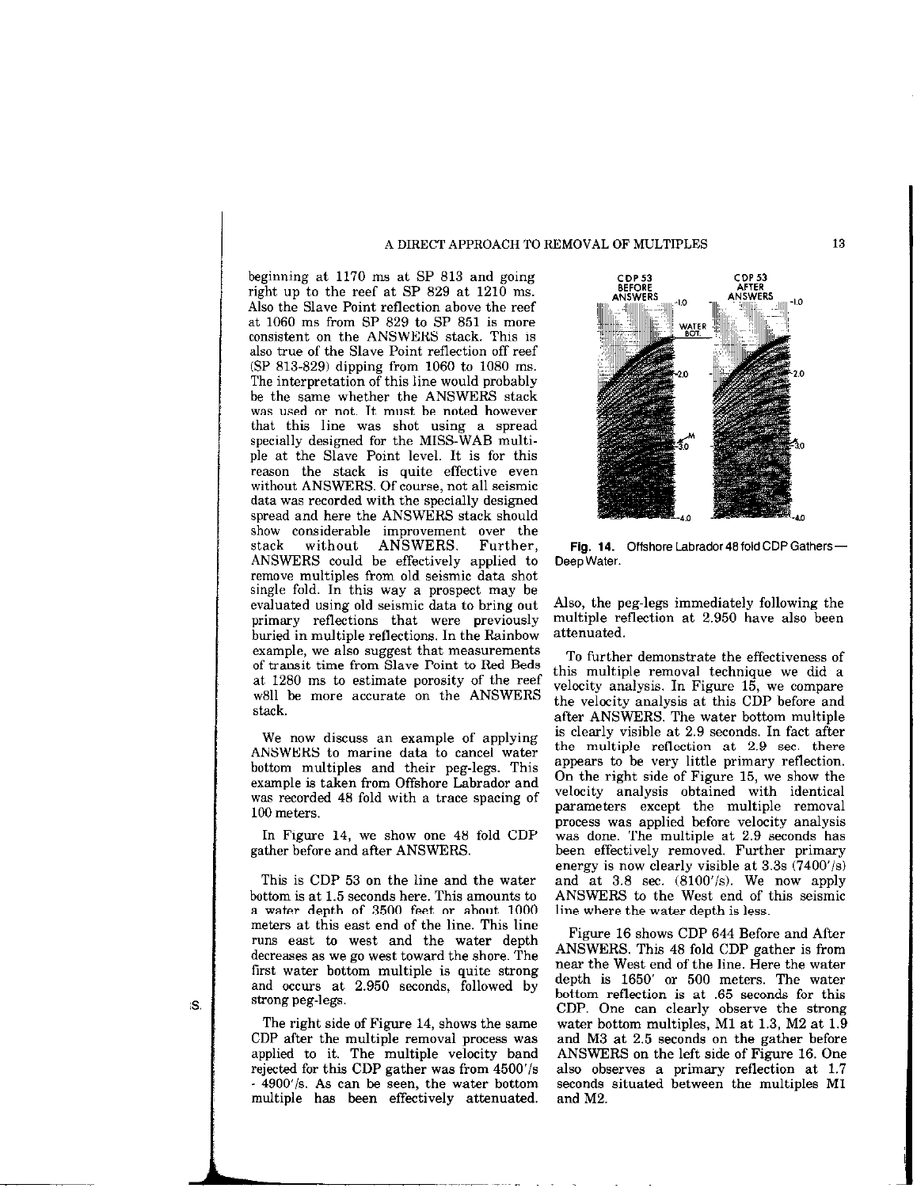beginning at 1170 ms at SP 813 and going right up to the reef at SP 829 at 1210 ms. Also the Slave Point reflection above the reef at 1060 ms from SP 829 to SP 851 is more consistent on the ANSWERS stack. This is also true of the Slave Point reflection off reef (SP 813-829) dipping from 1060 to 1080 ms. The interpretation of this line would probably be the same whether the ANSWERS stack was used or not. It must be noted however that this line was shot using a spread specially designed for the MISS-WAB multiple at the Slave Point level. It is for this reason the stack is quite effective even without ANSWERS. Of course, not all seismic data was recorded with the specially designed spread and here the ANSWERS stack should show considerable improvement over the stack without ANSWERS. Further, ANSWERS could be effectively applied to remove multiples from old seismic data shot single fold. In this way a prospect may be evaluated using old seismic data to bring out primary reflections that were previously buried in multiple reflections. In the Rainbow example, we also suggest that measurements of transit time from Slave Point to Red Beds at 1280 ms to estimate porosity of the reef w8ll be more accurate on the ANSWERS stack.

We now discuss an example of applying ANSWERS to marine data to cancel water bottom multiples and their peg-legs. This example is taken from Offshore Labrador and was recorded 48 fold with a trace spacing of 100 meters.

In Figure 14, we show one 48 fold CDP gather before and after ANSWERS.

This is CDP 53 on the line and the water bottom is at 1.5 seconds here. This amounts to a water depth of 3500 feet or about 1000 meters at this east end of the line. This line runs east to west and the water depth decreases as we go west toward the shore. The first water bottom multiple is quite strong and occurs at 2.950 seconds, followed by strong peg-legs.

The right side of Figure 14, shows the same CDP after the multiple removal process was applied to it. The multiple velocity band rejected for this CDP gather was from 4500'/s - 4900'/s. As can be seen, the water bottom multiple has been effectively attenuated.

**Fig. 14.** Offshore Labrador 48 fold CDP Gathers—Deep Water.

Also, the peg-legs immediately following the multiple reflection at 2.950 have also been attenuated.

To further demonstrate the effectiveness of this multiple removal technique we did a velocity analysis. In Figure 15, we compare the velocity analysis at this CDP before and after ANSWERS. The water bottom multiple is clearly visible at 2.9 seconds. In fact after the multiple reflection at 2.9 sec. there appears to be very little primary reflection. On the right side of Figure 15, we show the velocity analysis obtained with identical parameters except the multiple removal process was applied before velocity analysis was done. The multiple at 2.9 seconds has been effectively removed. Further primary energy is now clearly visible at 3.3s (7400'/s) and at 3.8 sec. (8100'/s). We now apply ANSWERS to the West end of this seismic line where the water depth is less.

Figure 16 shows CDP 644 Before and After ANSWERS. This 48 fold CDP gather is from near the West end of the line. Here the water depth is 1650' or 500 meters. The water bottom reflection is at .65 seconds for this CDP. One can clearly observe the strong water bottom multiples, M1 at 1.3, M2 at 1.9 and M3 at 2.5 seconds on the gather before ANSWERS on the left side of Figure 16. One also observes a primary reflection at 1.7 seconds situated between the multiples M1 and M2.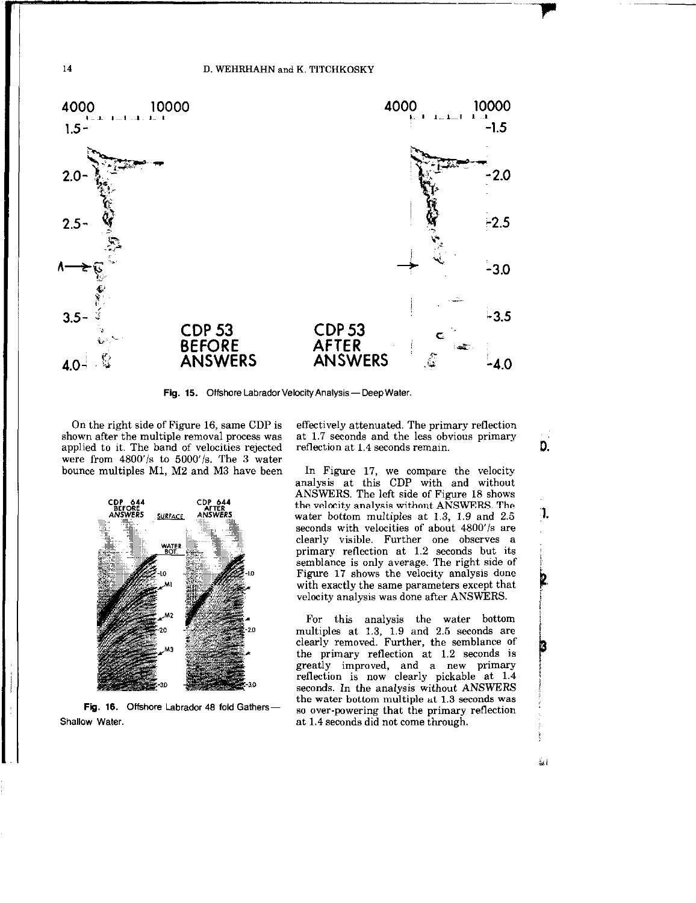Fig. 15. Offshore Labrador Velocity Analysis — Deep Water.

On the right side of Figure 16, same CDP is shown after the multiple removal process was applied to it. The band of velocities rejected were from 4800'/s to 5000'/s. The 3 water bounce multiples M1, M2 and M3 have been effectively attenuated. The primary reflection at 1.7 seconds and the less obvious primary reflection at 1.4 seconds remain.

Fig. 16. Offshore Labrador 48 fold Gathers — Shallow Water.

In Figure 17, we compare the velocity analysis at this CDP with and without ANSWERS. The left side of Figure 18 shows the velocity analysis without ANSWERS. The water bottom multiples at 1.3, 1.9 and 2.5 seconds with velocities of about 4800'/s are clearly visible. Further one observes a primary reflection at 1.2 seconds but its semblance is only average. The right side of Figure 17 shows the velocity analysis done with exactly the same parameters except that velocity analysis was done after ANSWERS.

For this analysis the water bottom multiples at 1.3, 1.9 and 2.5 seconds are clearly removed. Further, the semblance of the primary reflection at 1.2 seconds is greatly improved, and a new primary reflection is now clearly pickable at 1.4 seconds. In the analysis without ANSWERS the water bottom multiple at 1.3 seconds was so over-powering that the primary reflection at 1.4 seconds did not come through.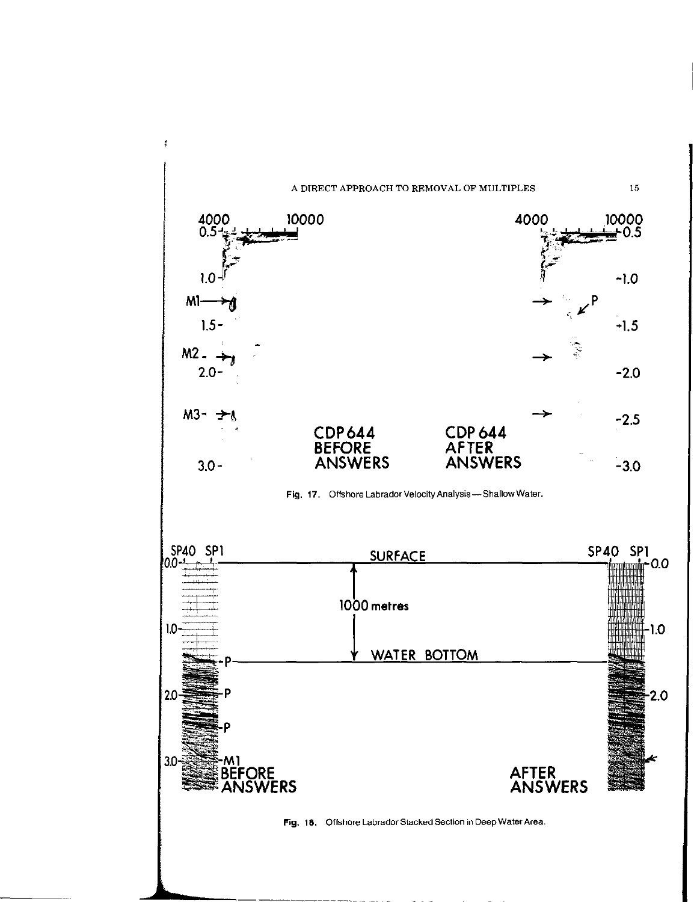Fig. 17. Offshore Labrador Velocity Analysis — Shallow Water.

Fig. 18. Offshore Labrador Stacked Section in Deep Water Area.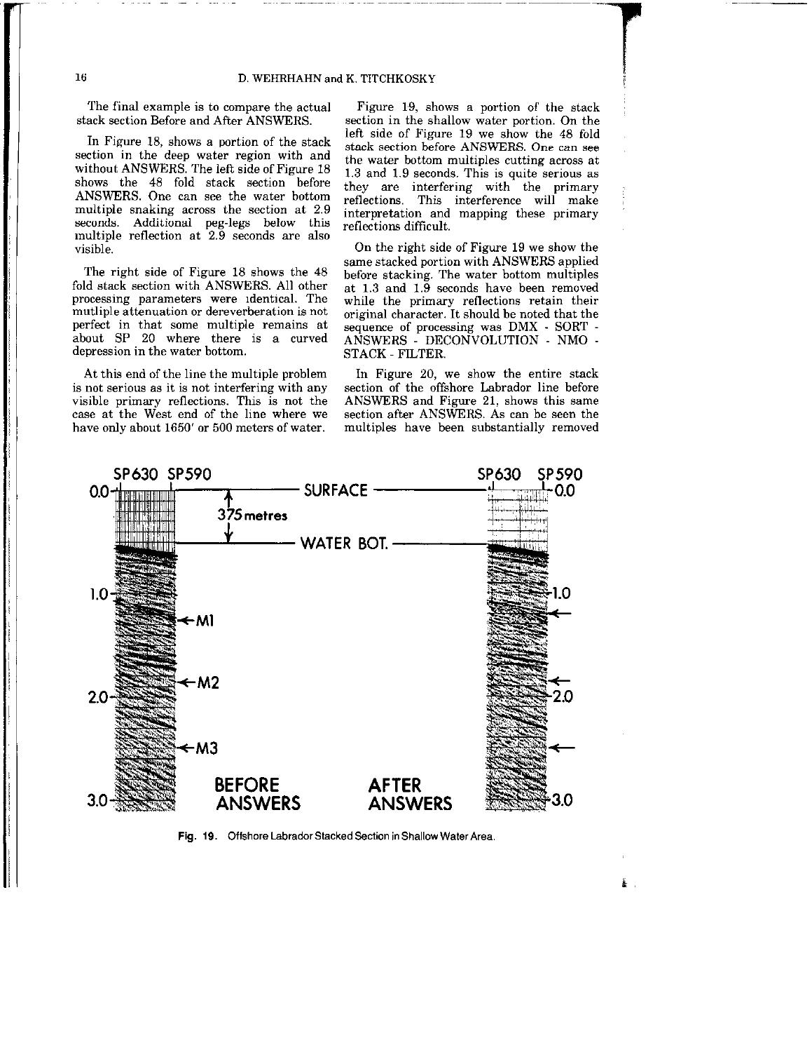The final example is to compare the actual stack section Before and After ANSWERS.

In Figure 18, shows a portion of the stack section in the deep water region with and without ANSWERS. The left side of Figure 18 shows the 48 fold stack section before ANSWERS. One can see the water bottom multiple snaking across the section at 2.9 seconds. Additional peg-legs below this multiple reflection at 2.9 seconds are also visible.

The right side of Figure 18 shows the 48 fold stack section with ANSWERS. All other processing parameters were identical. The mutliple attenuation or dereverberation is not perfect in that some multiple remains at about SP 20 where there is a curved depression in the water bottom.

At this end of the line the multiple problem is not serious as it is not interfering with any visible primary reflections. This is not the case at the West end of the line where we have only about 1650′ or 500 meters of water.

Figure 19, shows a portion of the stack section in the shallow water portion. On the left side of Figure 19 we show the 48 fold stack section before ANSWERS. One can see the water bottom multiples cutting across at 1.3 and 1.9 seconds. This is quite serious as they are interfering with the primary reflections. This interference will make interpretation and mapping these primary reflections difficult.

On the right side of Figure 19 we show the same stacked portion with ANSWERS applied before stacking. The water bottom multiples at 1.3 and 1.9 seconds have been removed while the primary reflections retain their original character. It should be noted that the sequence of processing was DMX - SORT - ANSWERS - DECONVOLUTION - NMO - STACK - FILTER.

In Figure 20, we show the entire stack section of the offshore Labrador line before ANSWERS and Figure 21, shows this same section after ANSWERS. As can be seen the multiples have been substantially removed

**Fig. 19.** Offshore Labrador Stacked Section in Shallow Water Area.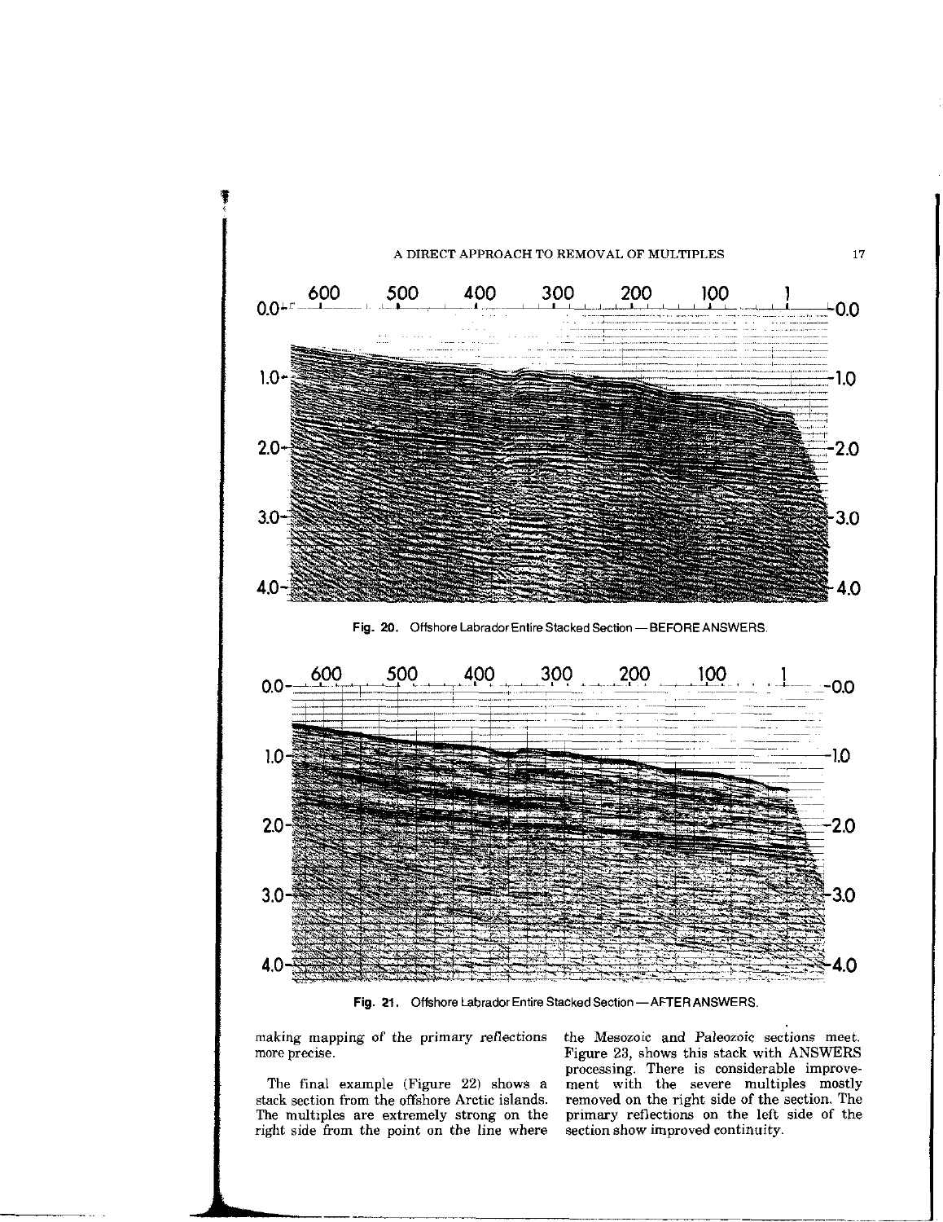Fig. 20. Offshore Labrador Entire Stacked Section — BEFORE ANSWERS.

Fig. 21. Offshore Labrador Entire Stacked Section — AFTER ANSWERS.

making mapping of the primary reflections more precise.

The final example (Figure 22) shows a stack section from the offshore Arctic islands. The multiples are extremely strong on the right side from the point on the line where the Mesozoic and Paleozoic sections meet. Figure 23, shows this stack with ANSWERS processing. There is considerable improvement with the severe multiples mostly removed on the right side of the section. The primary reflections on the left side of the section show improved continuity.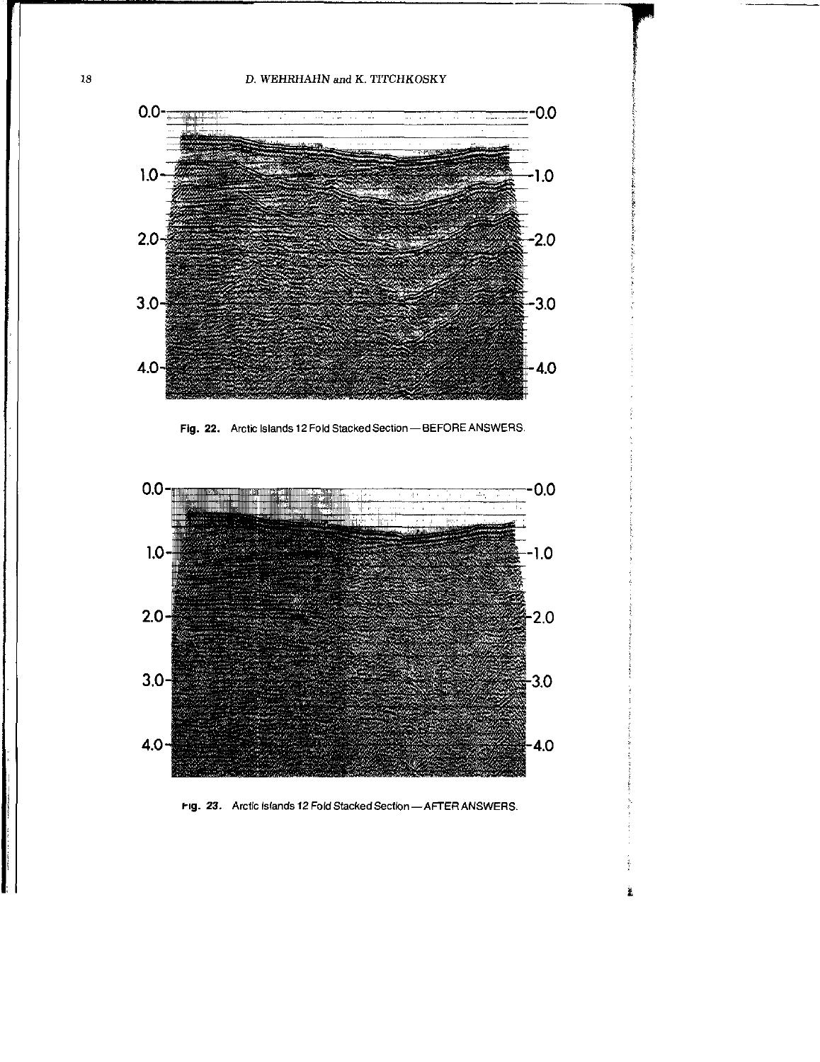Fig. 22. Arctic Islands 12 Fold Stacked Section — BEFORE ANSWERS.

Fig. 23. Arctic Islands 12 Fold Stacked Section — AFTER ANSWERS.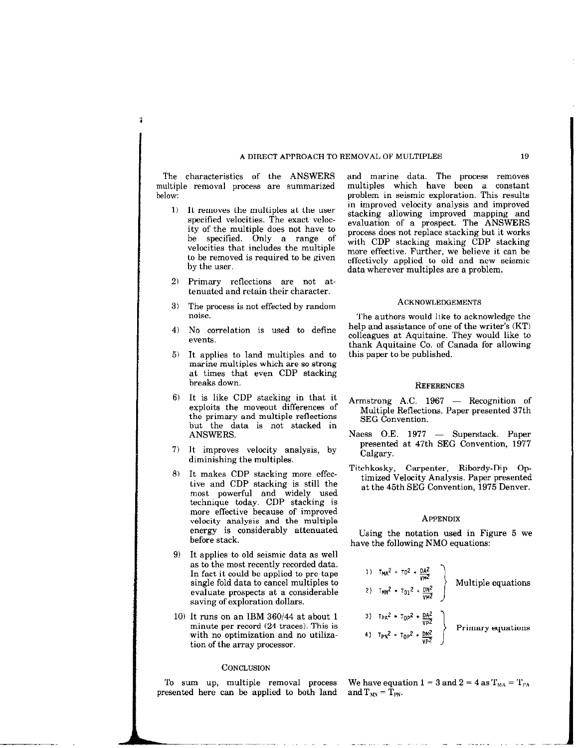The characteristics of the ANSWERS multiple removal process are summarized below:

1) It removes the multiples at the user specified velocities. The exact velocity of the multiple does not have to be specified. Only a range of velocities that includes the multiple to be removed is required to be given by the user.

2) Primary reflections are not attenuated and retain their character.

3) The process is not effected by random noise.

4) No correlation is used to define events.

5) It applies to land multiples and to marine multiples which are so strong at times that even CDP stacking breaks down.

6) It is like CDP stacking in that it exploits the moveout differences of the primary and multiple reflections but the data is not stacked in ANSWERS.

7) It improves velocity analysis, by diminishing the multiples.

8) It makes CDP stacking more effective and CDP stacking is still the most powerful and widely used technique today. CDP stacking is more effective because of improved velocity analysis and the multiple energy is considerably attenuated before stack.

9) It applies to old seismic data as well as to the most recently recorded data. In fact it could be applied to pre-tape single fold data to cancel multiples to evaluate prospects at a considerable saving of exploration dollars.

10) It runs on an IBM 360/44 at about 1 minute per record (24 traces). This is with no optimization and no utilization of the array processor.

## Conclusion

To sum up, multiple removal process presented here can be applied to both land and marine data. The process removes multiples which have been a constant problem in seismic exploration. This results in improved velocity analysis and improved stacking allowing improved mapping and evaluation of a prospect. The ANSWERS process does not replace stacking but it works with CDP stacking making CDP stacking more effective. Further, we believe it can be effectively applied to old and new seismic data wherever multiples are a problem.

## Acknowledgements

The authors would like to acknowledge the help and assistance of one of the writer's (KT) colleagues at Aquitaine. They would like to thank Aquitaine Co. of Canada for allowing this paper to be published.

## References

Armstrong A.C. 1967 — Recognition of Multiple Reflections. Paper presented 37th SEG Convention.

Naess O.E. 1977 — Superstack. Paper presented at 47th SEG Convention, 1977 Calgary.

Titchkosky, Carpenter, Ribordy-Dip Optimized Velocity Analysis. Paper presented at the 45th SEG Convention, 1975 Denver.

## Appendix

Using the notation used in Figure 5 we have the following NMO equations:

Multiple equations:

$$1)\quad T_{MA}^2 = T_0^2 + \frac{DA^2}{VM^2}$$

$$2)\quad T_{MN}^2 = T_{01}^2 + \frac{DN^2}{VM^2}$$

Primary equations:

$$3)\quad T_{PA}^2 = T_{0P}^2 + \frac{DA^2}{VP^2}$$

$$4)\quad T_{PN}^2 = T_{0P}^2 + \frac{DN^2}{VP^2}$$

We have equation 1 = 3 and 2 = 4 as $T_{MA} = T_{PA}$ and $T_{MN} = T_{PN}$.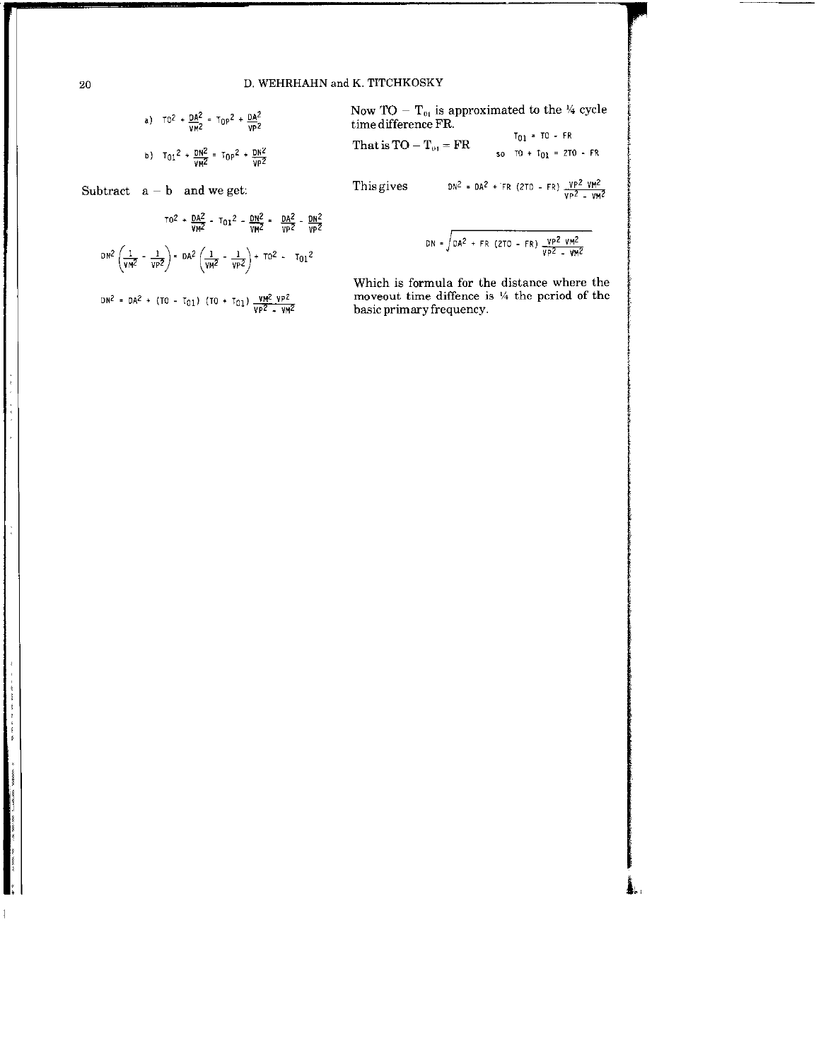$$\text{a)}\quad TO^2 + \frac{DA^2}{VM^2} = T_{OP}^2 + \frac{DA^2}{VP^2}$$

$$\text{b)}\quad T_{01}^2 + \frac{DN^2}{VM^2} = T_{OP}^2 + \frac{DN^2}{VP^2}$$

Subtract a − b and we get:

$$TO^2 + \frac{DA^2}{VM^2} - T_{01}^2 - \frac{DN^2}{VM^2} = \frac{DA^2}{VP^2} - \frac{DN^2}{VP^2}$$

$$DN^2\left(\frac{1}{VM^2} - \frac{1}{VP^2}\right) = DA^2\left(\frac{1}{VM^2} - \frac{1}{VP^2}\right) + TO^2 - T_{01}^2$$

$$DN^2 = DA^2 + (TO - T_{01})\ (TO + T_{01})\ \frac{VM^2\ VP^2}{VP^2 - VM^2}$$

Now $TO - T_{01}$ is approximated to the ¼ cycle time difference FR.

That is $TO - T_{01} = FR$

$$T_{01} = TO - FR$$

$$\text{so}\quad TO + T_{01} = 2TO - FR$$

This gives

$$DN^2 = DA^2 + FR\ (2TO - FR)\ \frac{VP^2\ VM^2}{VP^2 - VM^2}$$

$$DN = \sqrt{DA^2 + FR\ (2TO - FR)\ \frac{VP^2\ VM^2}{VP^2 - VM^2}}$$

Which is formula for the distance where the moveout time diffence is ¼ the period of the basic primary frequency.